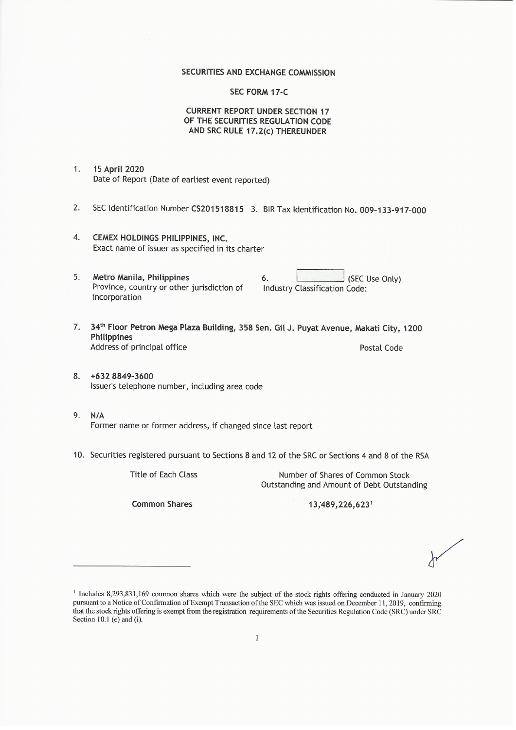# SECURITIES AND EXCHANGE COMMISSION

## SEC FORM 17-C

## CURRENT REPORT UNDER SECTION 17 OF THE SECURITIES REGULATION CODE AND SRC RULE 17.2(c) THEREUNDER

1. **15 April 2020**
   Date of Report (Date of earliest event reported)

2. SEC Identification Number **CS201518815** 3. BIR Tax Identification No. **009-133-917-000**

4. **CEMEX HOLDINGS PHILIPPINES, INC.**
   Exact name of issuer as specified in its charter

5. **Metro Manila, Philippines**
   Province, country or other jurisdiction of incorporation

6. ______ (SEC Use Only)
   Industry Classification Code:

7. **34th Floor Petron Mega Plaza Building, 358 Sen. Gil J. Puyat Avenue, Makati City, 1200 Philippines**
   Address of principal office — Postal Code

8. **+632 8849-3600**
   Issuer's telephone number, including area code

9. **N/A**
   Former name or former address, if changed since last report

10. Securities registered pursuant to Sections 8 and 12 of the SRC or Sections 4 and 8 of the RSA

| Title of Each Class | Number of Shares of Common Stock Outstanding and Amount of Debt Outstanding |
|---|---|
| **Common Shares** | **13,489,226,623**[1] |

---

[1] Includes 8,293,831,169 common shares which were the subject of the stock rights offering conducted in January 2020 pursuant to a Notice of Confirmation of Exempt Transaction of the SEC which was issued on December 11, 2019, confirming that the stock rights offering is exempt from the registration requirements of the Securities Regulation Code (SRC) under SRC Section 10.1 (e) and (i).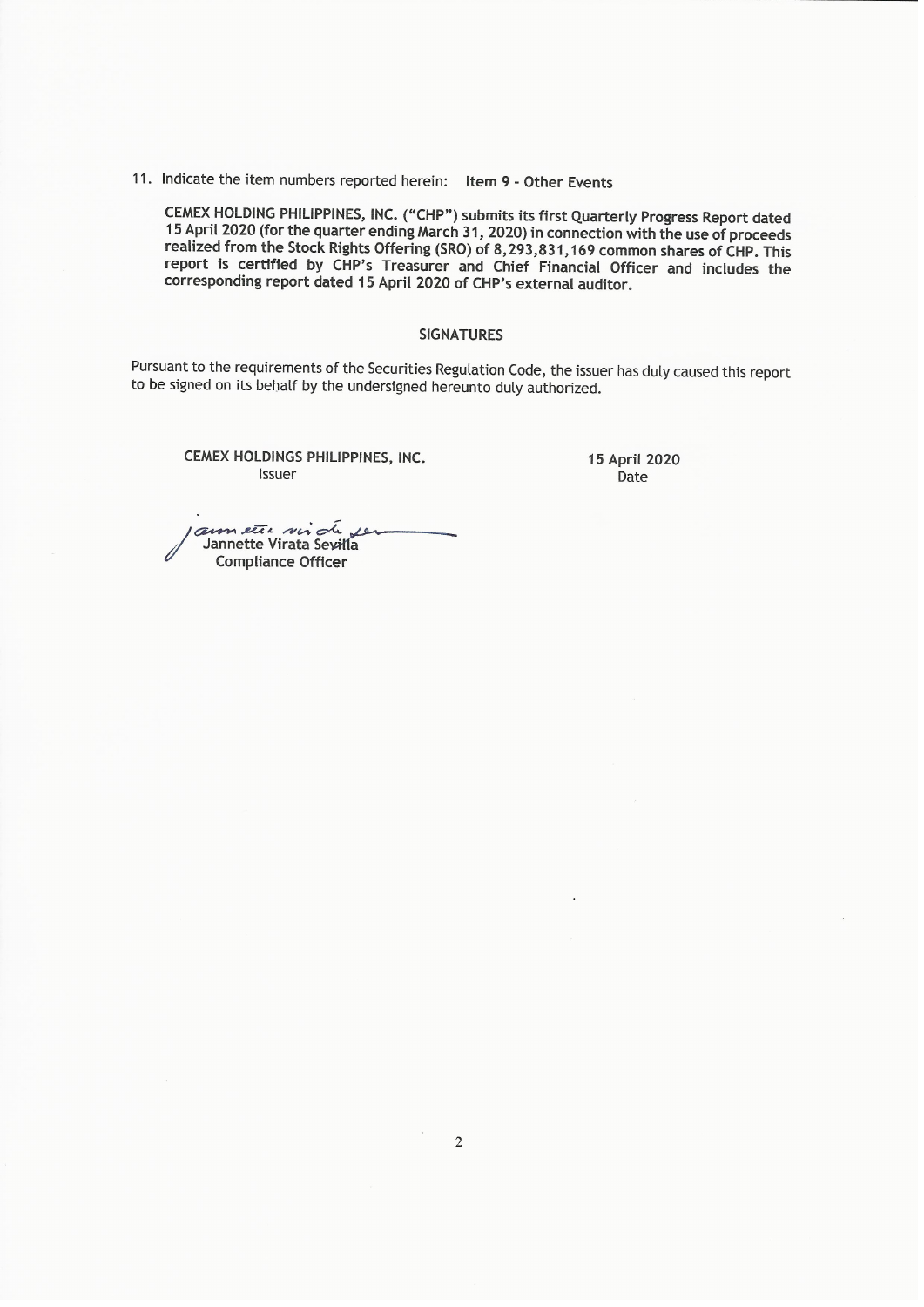11. Indicate the item numbers reported herein: **Item 9 - Other Events**

**CEMEX HOLDING PHILIPPINES, INC. ("CHP") submits its first Quarterly Progress Report dated 15 April 2020 (for the quarter ending March 31, 2020) in connection with the use of proceeds realized from the Stock Rights Offering (SRO) of 8,293,831,169 common shares of CHP. This report is certified by CHP's Treasurer and Chief Financial Officer and includes the corresponding report dated 15 April 2020 of CHP's external auditor.**

## SIGNATURES

Pursuant to the requirements of the Securities Regulation Code, the issuer has duly caused this report to be signed on its behalf by the undersigned hereunto duly authorized.

**CEMEX HOLDINGS PHILIPPINES, INC.**
Issuer

**15 April 2020**
Date

**Jannette Virata Sevilla**
**Compliance Officer**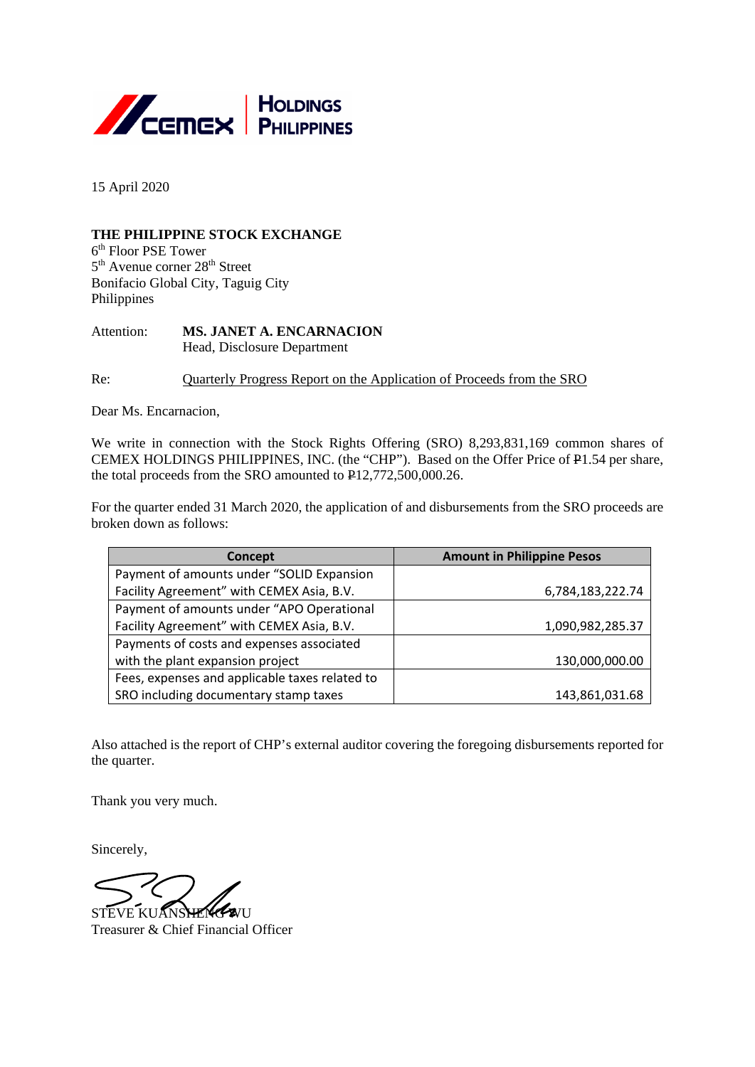CEMEX HOLDINGS PHILIPPINES

15 April 2020

**THE PHILIPPINE STOCK EXCHANGE**
6th Floor PSE Tower
5th Avenue corner 28th Street
Bonifacio Global City, Taguig City
Philippines

Attention: **MS. JANET A. ENCARNACION**
Head, Disclosure Department

Re: Quarterly Progress Report on the Application of Proceeds from the SRO

Dear Ms. Encarnacion,

We write in connection with the Stock Rights Offering (SRO) 8,293,831,169 common shares of CEMEX HOLDINGS PHILIPPINES, INC. (the "CHP"). Based on the Offer Price of ₱1.54 per share, the total proceeds from the SRO amounted to ₱12,772,500,000.26.

For the quarter ended 31 March 2020, the application of and disbursements from the SRO proceeds are broken down as follows:

| Concept | Amount in Philippine Pesos |
|---|---:|
| Payment of amounts under "SOLID Expansion Facility Agreement" with CEMEX Asia, B.V. | 6,784,183,222.74 |
| Payment of amounts under "APO Operational Facility Agreement" with CEMEX Asia, B.V. | 1,090,982,285.37 |
| Payments of costs and expenses associated with the plant expansion project | 130,000,000.00 |
| Fees, expenses and applicable taxes related to SRO including documentary stamp taxes | 143,861,031.68 |

Also attached is the report of CHP's external auditor covering the foregoing disbursements reported for the quarter.

Thank you very much.

Sincerely,

STEVE KUANSHENG WU
Treasurer & Chief Financial Officer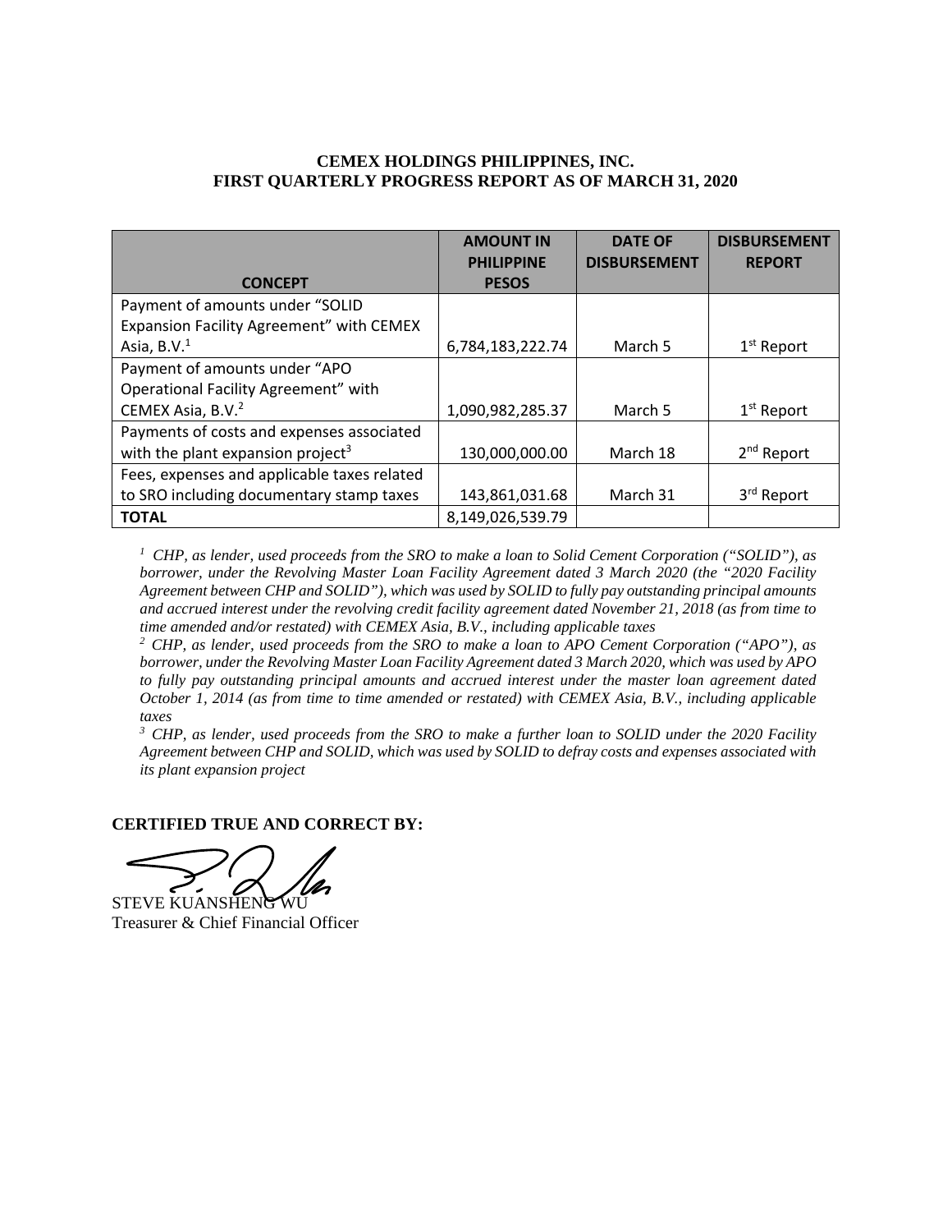**CEMEX HOLDINGS PHILIPPINES, INC.**
**FIRST QUARTERLY PROGRESS REPORT AS OF MARCH 31, 2020**

| CONCEPT | AMOUNT IN PHILIPPINE PESOS | DATE OF DISBURSEMENT | DISBURSEMENT REPORT |
|---|---|---|---|
| Payment of amounts under "SOLID Expansion Facility Agreement" with CEMEX Asia, B.V.[1] | 6,784,183,222.74 | March 5 | 1st Report |
| Payment of amounts under "APO Operational Facility Agreement" with CEMEX Asia, B.V.[2] | 1,090,982,285.37 | March 5 | 1st Report |
| Payments of costs and expenses associated with the plant expansion project[3] | 130,000,000.00 | March 18 | 2nd Report |
| Fees, expenses and applicable taxes related to SRO including documentary stamp taxes | 143,861,031.68 | March 31 | 3rd Report |
| **TOTAL** | 8,149,026,539.79 | | |

*[1] CHP, as lender, used proceeds from the SRO to make a loan to Solid Cement Corporation ("SOLID"), as borrower, under the Revolving Master Loan Facility Agreement dated 3 March 2020 (the "2020 Facility Agreement between CHP and SOLID"), which was used by SOLID to fully pay outstanding principal amounts and accrued interest under the revolving credit facility agreement dated November 21, 2018 (as from time to time amended and/or restated) with CEMEX Asia, B.V., including applicable taxes*

*[2] CHP, as lender, used proceeds from the SRO to make a loan to APO Cement Corporation ("APO"), as borrower, under the Revolving Master Loan Facility Agreement dated 3 March 2020, which was used by APO to fully pay outstanding principal amounts and accrued interest under the master loan agreement dated October 1, 2014 (as from time to time amended or restated) with CEMEX Asia, B.V., including applicable taxes*

*[3] CHP, as lender, used proceeds from the SRO to make a further loan to SOLID under the 2020 Facility Agreement between CHP and SOLID, which was used by SOLID to defray costs and expenses associated with its plant expansion project*

**CERTIFIED TRUE AND CORRECT BY:**

STEVE KUANSHENG WU
Treasurer & Chief Financial Officer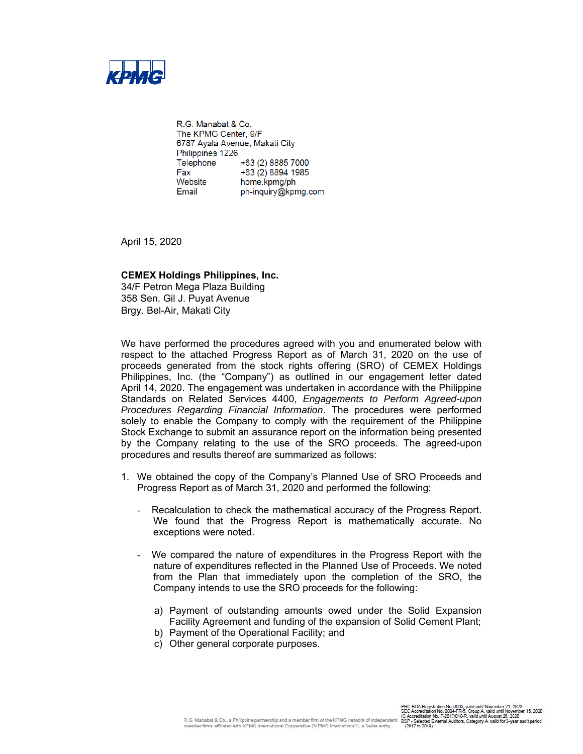**KPMG**

R.G. Manabat & Co.
The KPMG Center, 9/F
6787 Ayala Avenue, Makati City
Philippines 1226

| | |
|---|---|
| Telephone | +63 (2) 8885 7000 |
| Fax | +63 (2) 8894 1985 |
| Website | home.kpmg/ph |
| Email | ph-inquiry@kpmg.com |

April 15, 2020

**CEMEX Holdings Philippines, Inc.**
34/F Petron Mega Plaza Building
358 Sen. Gil J. Puyat Avenue
Brgy. Bel-Air, Makati City

We have performed the procedures agreed with you and enumerated below with respect to the attached Progress Report as of March 31, 2020 on the use of proceeds generated from the stock rights offering (SRO) of CEMEX Holdings Philippines, Inc. (the "Company") as outlined in our engagement letter dated April 14, 2020. The engagement was undertaken in accordance with the Philippine Standards on Related Services 4400, *Engagements to Perform Agreed-upon Procedures Regarding Financial Information*. The procedures were performed solely to enable the Company to comply with the requirement of the Philippine Stock Exchange to submit an assurance report on the information being presented by the Company relating to the use of the SRO proceeds. The agreed-upon procedures and results thereof are summarized as follows:

1. We obtained the copy of the Company's Planned Use of SRO Proceeds and Progress Report as of March 31, 2020 and performed the following:

   - Recalculation to check the mathematical accuracy of the Progress Report. We found that the Progress Report is mathematically accurate. No exceptions were noted.

   - We compared the nature of expenditures in the Progress Report with the nature of expenditures reflected in the Planned Use of Proceeds. We noted from the Plan that immediately upon the completion of the SRO, the Company intends to use the SRO proceeds for the following:

     a) Payment of outstanding amounts owed under the Solid Expansion Facility Agreement and funding of the expansion of Solid Cement Plant;
     b) Payment of the Operational Facility; and
     c) Other general corporate purposes.

R.G. Manabat & Co., a Philippine partnership and a member firm of the KPMG network of independent member firms affiliated with KPMG International Cooperative ("KPMG International"), a Swiss entity.

PRC-BOA Registration No. 0003, valid until November 21, 2023
SEC Accreditation No. 0004-FR-5, Group A, valid until November 15, 2020
IC Accreditation No. F-2017/010-R, valid until August 26, 2020
BSP - Selected External Auditors, Category A, valid for 3-year audit period (2017 to 2019)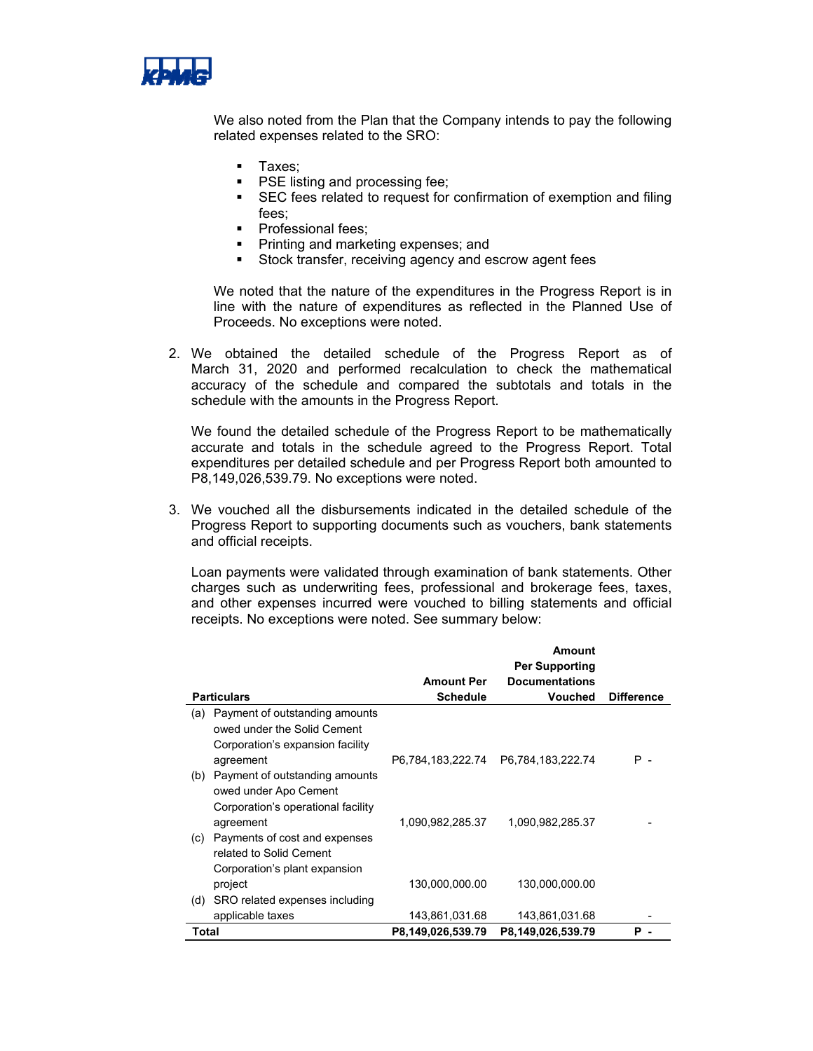We also noted from the Plan that the Company intends to pay the following related expenses related to the SRO:

- Taxes;
- PSE listing and processing fee;
- SEC fees related to request for confirmation of exemption and filing fees;
- Professional fees;
- Printing and marketing expenses; and
- Stock transfer, receiving agency and escrow agent fees

We noted that the nature of the expenditures in the Progress Report is in line with the nature of expenditures as reflected in the Planned Use of Proceeds. No exceptions were noted.

2. We obtained the detailed schedule of the Progress Report as of March 31, 2020 and performed recalculation to check the mathematical accuracy of the schedule and compared the subtotals and totals in the schedule with the amounts in the Progress Report.

   We found the detailed schedule of the Progress Report to be mathematically accurate and totals in the schedule agreed to the Progress Report. Total expenditures per detailed schedule and per Progress Report both amounted to P8,149,026,539.79. No exceptions were noted.

3. We vouched all the disbursements indicated in the detailed schedule of the Progress Report to supporting documents such as vouchers, bank statements and official receipts.

   Loan payments were validated through examination of bank statements. Other charges such as underwriting fees, professional and brokerage fees, taxes, and other expenses incurred were vouched to billing statements and official receipts. No exceptions were noted. See summary below:

| Particulars | Amount Per Schedule | Amount Per Supporting Documentations Vouched | Difference |
|---|---|---|---|
| (a) Payment of outstanding amounts owed under the Solid Cement Corporation's expansion facility agreement | P6,784,183,222.74 | P6,784,183,222.74 | P - |
| (b) Payment of outstanding amounts owed under Apo Cement Corporation's operational facility agreement | 1,090,982,285.37 | 1,090,982,285.37 | - |
| (c) Payments of cost and expenses related to Solid Cement Corporation's plant expansion project | 130,000,000.00 | 130,000,000.00 | |
| (d) SRO related expenses including applicable taxes | 143,861,031.68 | 143,861,031.68 | - |
| **Total** | **P8,149,026,539.79** | **P8,149,026,539.79** | **P -** |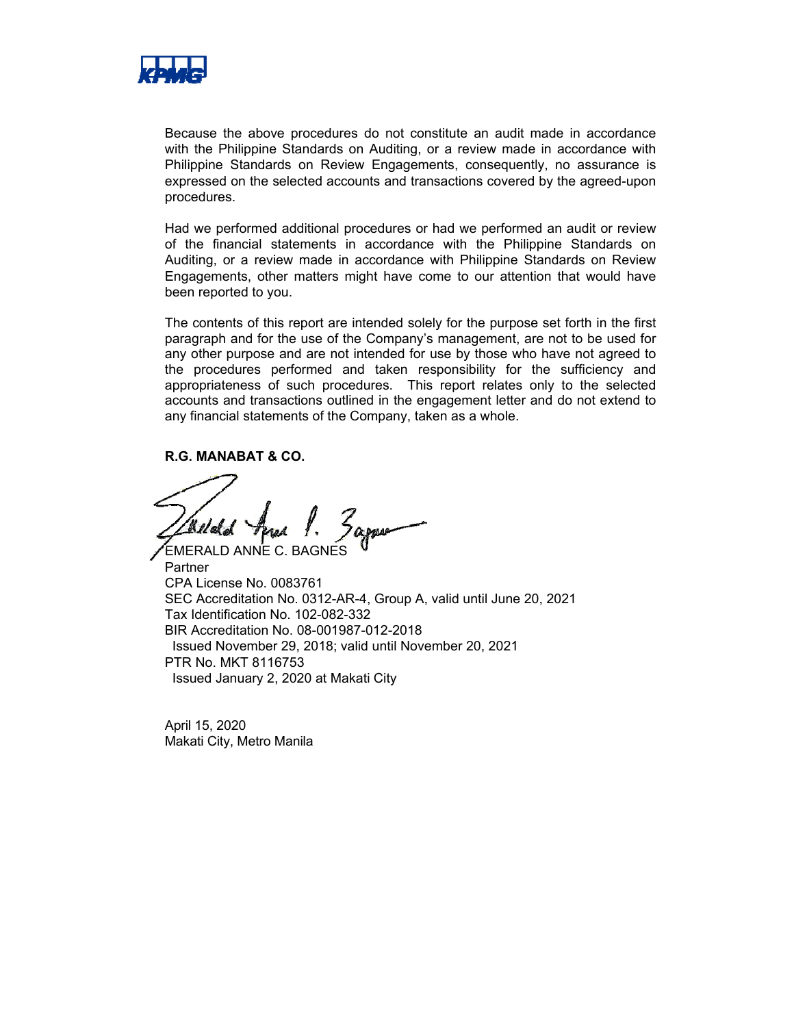Because the above procedures do not constitute an audit made in accordance with the Philippine Standards on Auditing, or a review made in accordance with Philippine Standards on Review Engagements, consequently, no assurance is expressed on the selected accounts and transactions covered by the agreed-upon procedures.

Had we performed additional procedures or had we performed an audit or review of the financial statements in accordance with the Philippine Standards on Auditing, or a review made in accordance with Philippine Standards on Review Engagements, other matters might have come to our attention that would have been reported to you.

The contents of this report are intended solely for the purpose set forth in the first paragraph and for the use of the Company's management, are not to be used for any other purpose and are not intended for use by those who have not agreed to the procedures performed and taken responsibility for the sufficiency and appropriateness of such procedures. This report relates only to the selected accounts and transactions outlined in the engagement letter and do not extend to any financial statements of the Company, taken as a whole.

**R.G. MANABAT & CO.**

EMERALD ANNE C. BAGNES  
Partner  
CPA License No. 0083761  
SEC Accreditation No. 0312-AR-4, Group A, valid until June 20, 2021  
Tax Identification No. 102-082-332  
BIR Accreditation No. 08-001987-012-2018  
Issued November 29, 2018; valid until November 20, 2021  
PTR No. MKT 8116753  
Issued January 2, 2020 at Makati City

April 15, 2020  
Makati City, Metro Manila